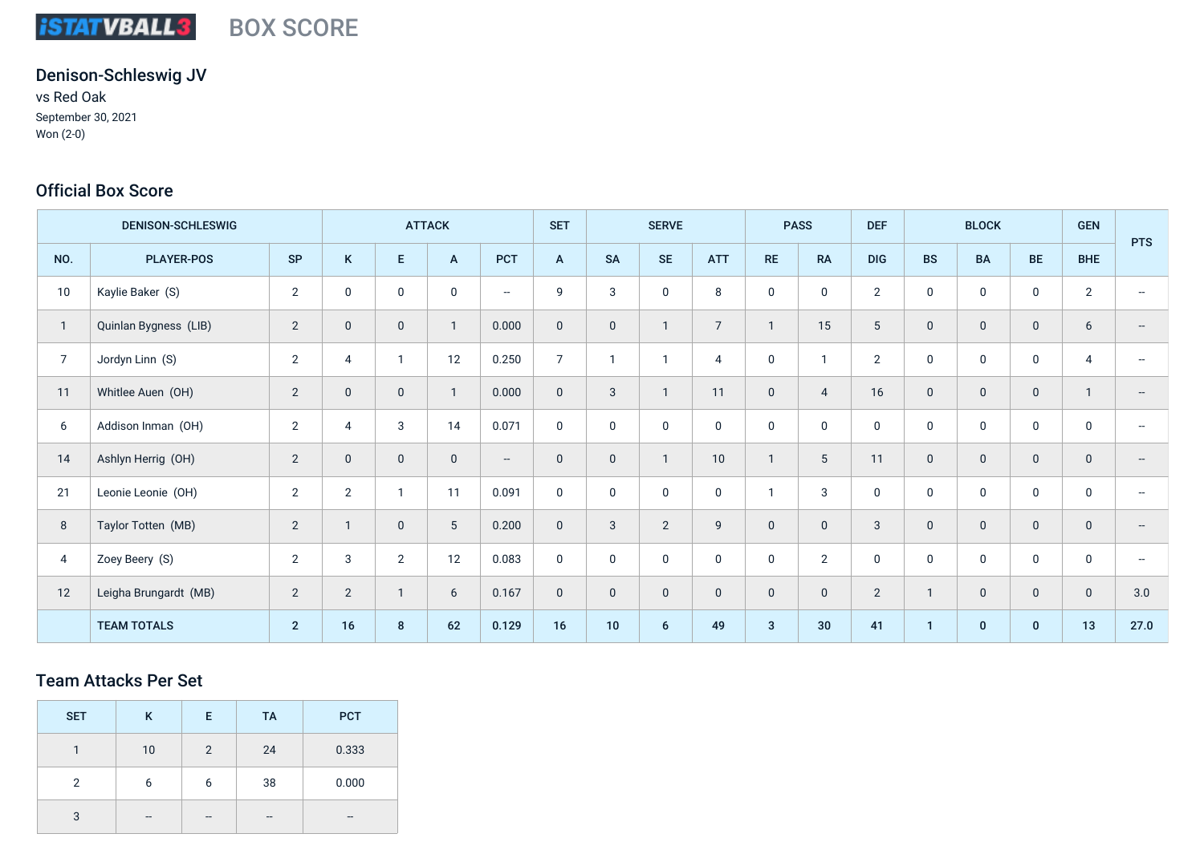iSTATVBALL3 BOX SCORE

# Denison-Schleswig JV

vs Red Oak

September 30, 2021

Won (2-0)

## Official Box Score

| DENISON-SCHLESWIG | | | ATTACK | | | | SET | SERVE | | | PASS | | DEF | BLOCK | | | GEN | PTS |
|---|---|---|---|---|---|---|---|---|---|---|---|---|---|---|---|---|---|---|
| NO. | PLAYER-POS | SP | K | E | A | PCT | A | SA | SE | ATT | RE | RA | DIG | BS | BA | BE | BHE | |
| 10 | Kaylie Baker (S) | 2 | 0 | 0 | 0 | -- | 9 | 3 | 0 | 8 | 0 | 0 | 2 | 0 | 0 | 0 | 2 | -- |
| 1 | Quinlan Bygness (LIB) | 2 | 0 | 0 | 1 | 0.000 | 0 | 0 | 1 | 7 | 1 | 15 | 5 | 0 | 0 | 0 | 6 | -- |
| 7 | Jordyn Linn (S) | 2 | 4 | 1 | 12 | 0.250 | 7 | 1 | 1 | 4 | 0 | 1 | 2 | 0 | 0 | 0 | 4 | -- |
| 11 | Whitlee Auen (OH) | 2 | 0 | 0 | 1 | 0.000 | 0 | 3 | 1 | 11 | 0 | 4 | 16 | 0 | 0 | 0 | 1 | -- |
| 6 | Addison Inman (OH) | 2 | 4 | 3 | 14 | 0.071 | 0 | 0 | 0 | 0 | 0 | 0 | 0 | 0 | 0 | 0 | 0 | -- |
| 14 | Ashlyn Herrig (OH) | 2 | 0 | 0 | 0 | -- | 0 | 0 | 1 | 10 | 1 | 5 | 11 | 0 | 0 | 0 | 0 | -- |
| 21 | Leonie Leonie (OH) | 2 | 2 | 1 | 11 | 0.091 | 0 | 0 | 0 | 0 | 1 | 3 | 0 | 0 | 0 | 0 | 0 | -- |
| 8 | Taylor Totten (MB) | 2 | 1 | 0 | 5 | 0.200 | 0 | 3 | 2 | 9 | 0 | 0 | 3 | 0 | 0 | 0 | 0 | -- |
| 4 | Zoey Beery (S) | 2 | 3 | 2 | 12 | 0.083 | 0 | 0 | 0 | 0 | 0 | 2 | 0 | 0 | 0 | 0 | 0 | -- |
| 12 | Leigha Brungardt (MB) | 2 | 2 | 1 | 6 | 0.167 | 0 | 0 | 0 | 0 | 0 | 0 | 2 | 1 | 0 | 0 | 0 | 3.0 |
| | TEAM TOTALS | 2 | 16 | 8 | 62 | 0.129 | 16 | 10 | 6 | 49 | 3 | 30 | 41 | 1 | 0 | 0 | 13 | 27.0 |

## Team Attacks Per Set

| SET | K | E | TA | PCT |
|---|---|---|---|---|
| 1 | 10 | 2 | 24 | 0.333 |
| 2 | 6 | 6 | 38 | 0.000 |
| 3 | -- | -- | -- | -- |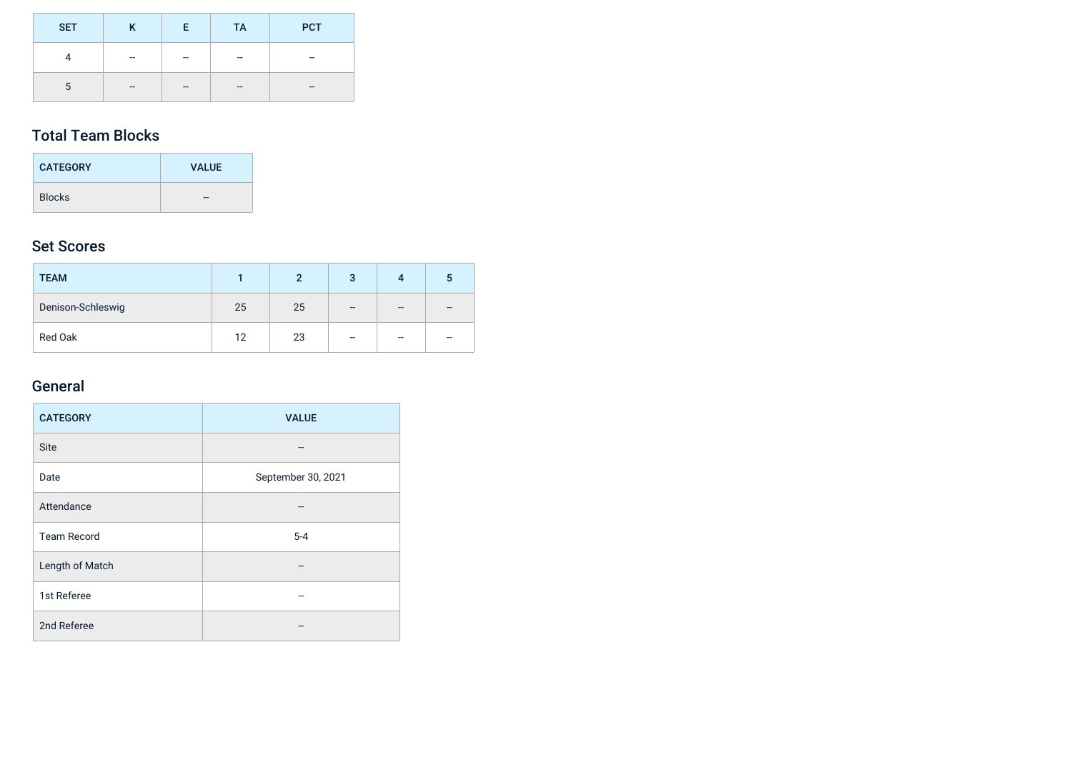| SET | K | E | TA | PCT |
| --- | --- | --- | --- | --- |
| 4 | -- | -- | -- | -- |
| 5 | -- | -- | -- | -- |

## Total Team Blocks

| CATEGORY | VALUE |
| --- | --- |
| Blocks | -- |

## Set Scores

| TEAM | 1 | 2 | 3 | 4 | 5 |
| --- | --- | --- | --- | --- | --- |
| Denison-Schleswig | 25 | 25 | -- | -- | -- |
| Red Oak | 12 | 23 | -- | -- | -- |

## General

| CATEGORY | VALUE |
| --- | --- |
| Site | -- |
| Date | September 30, 2021 |
| Attendance | -- |
| Team Record | 5-4 |
| Length of Match | -- |
| 1st Referee | -- |
| 2nd Referee | -- |